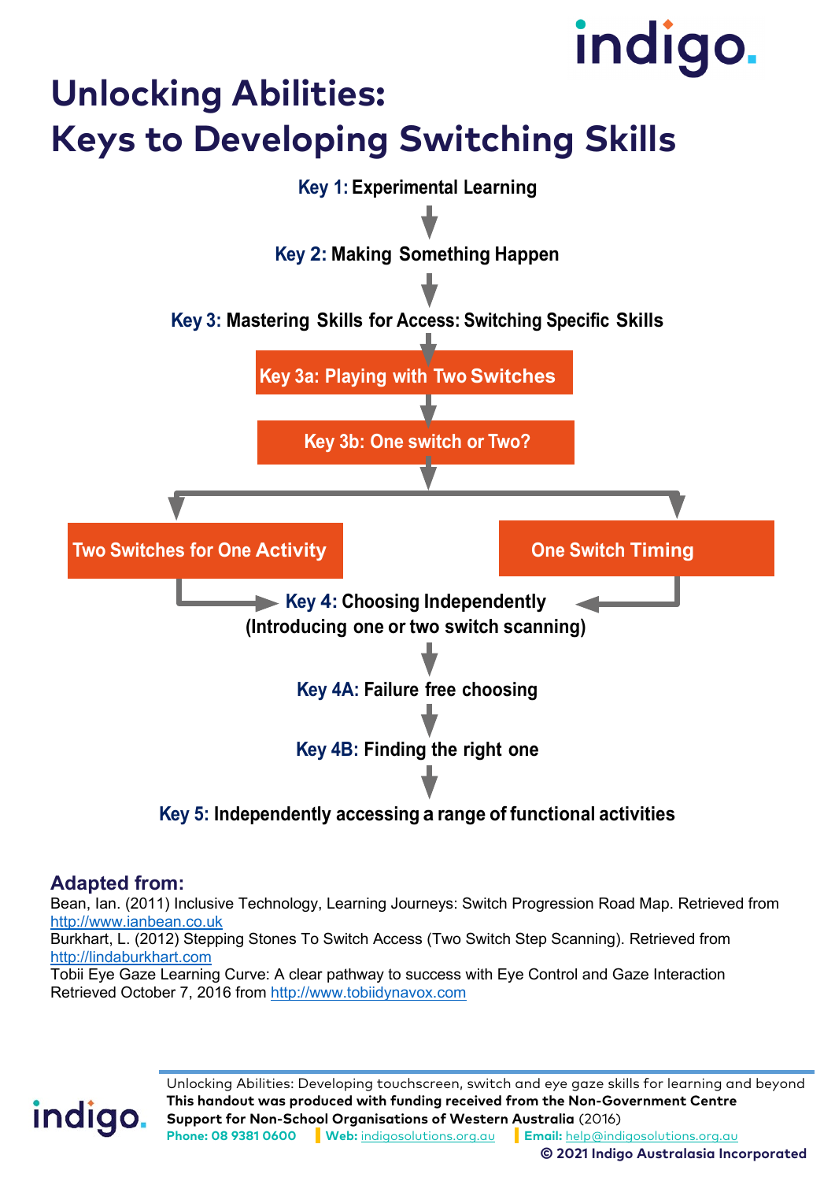indigo.

# Unlocking Abilities: Keys to Developing Switching Skills

**Key 1:** Experimental Learning

↓

**Key 2:** Making Something Happen

↓

**Key 3:** Mastering Skills for Access: Switching Specific Skills

↓

**Key 3a: Playing with Two Switches**

↓

**Key 3b: One switch or Two?**

↓

**Two Switches for One Activity** | **One Switch Timing**

↓

**Key 4:** Choosing Independently (Introducing one or two switch scanning)

↓

**Key 4A:** Failure free choosing

↓

**Key 4B:** Finding the right one

↓

**Key 5:** Independently accessing a range of functional activities

## Adapted from:

Bean, Ian. (2011) Inclusive Technology, Learning Journeys: Switch Progression Road Map. Retrieved from http://www.ianbean.co.uk

Burkhart, L. (2012) Stepping Stones To Switch Access (Two Switch Step Scanning). Retrieved from http://lindaburkhart.com

Tobii Eye Gaze Learning Curve: A clear pathway to success with Eye Control and Gaze Interaction Retrieved October 7, 2016 from http://www.tobiidynavox.com

Unlocking Abilities: Developing touchscreen, switch and eye gaze skills for learning and beyond

**This handout was produced with funding received from the Non-Government Centre Support for Non-School Organisations of Western Australia** (2016)

**Phone:** 08 9381 0600 | **Web:** indigosolutions.org.au | **Email:** help@indigosolutions.org.au

**© 2021 Indigo Australasia Incorporated**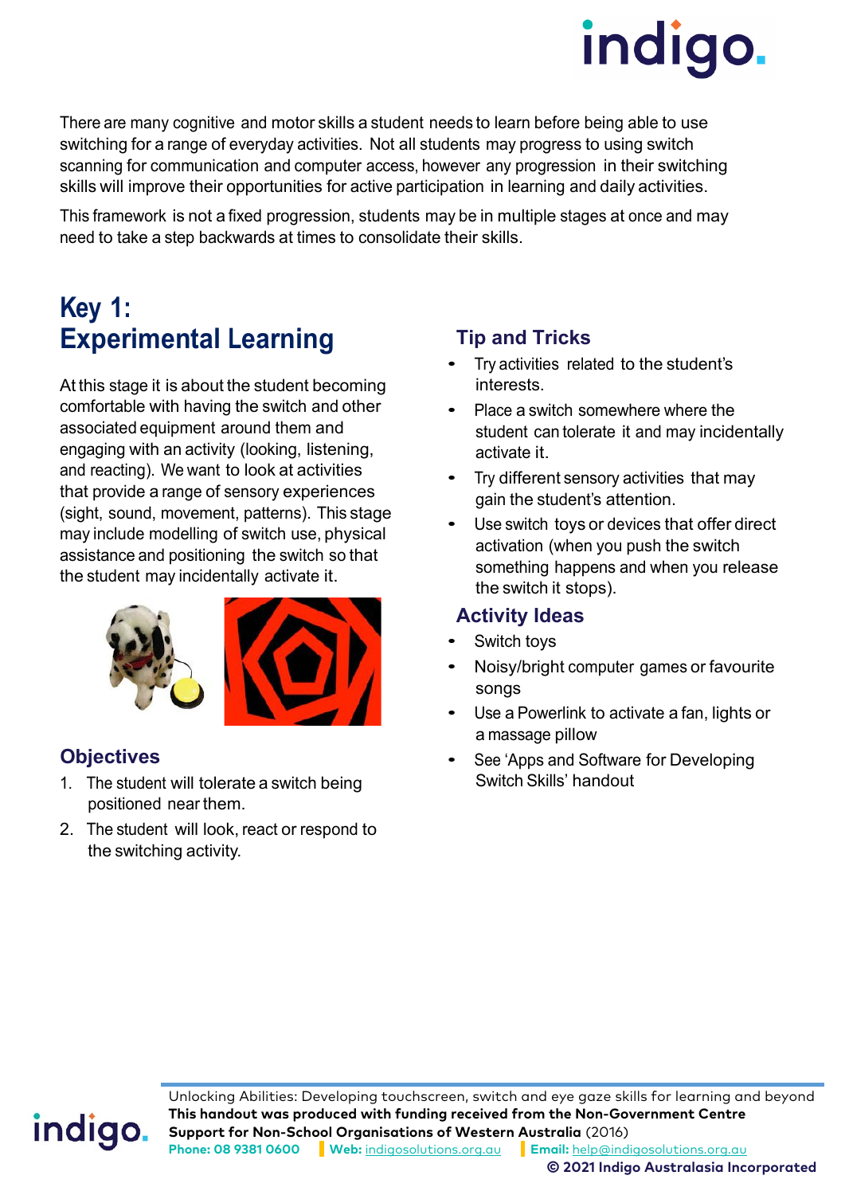There are many cognitive and motor skills a student needs to learn before being able to use switching for a range of everyday activities. Not all students may progress to using switch scanning for communication and computer access, however any progression in their switching skills will improve their opportunities for active participation in learning and daily activities.

This framework is not a fixed progression, students may be in multiple stages at once and may need to take a step backwards at times to consolidate their skills.

# Key 1: Experimental Learning

At this stage it is about the student becoming comfortable with having the switch and other associated equipment around them and engaging with an activity (looking, listening, and reacting). We want to look at activities that provide a range of sensory experiences (sight, sound, movement, patterns). This stage may include modelling of switch use, physical assistance and positioning the switch so that the student may incidentally activate it.

## Objectives

1. The student will tolerate a switch being positioned near them.
2. The student will look, react or respond to the switching activity.

## Tip and Tricks

- Try activities related to the student's interests.
- Place a switch somewhere where the student can tolerate it and may incidentally activate it.
- Try different sensory activities that may gain the student's attention.
- Use switch toys or devices that offer direct activation (when you push the switch something happens and when you release the switch it stops).

## Activity Ideas

- Switch toys
- Noisy/bright computer games or favourite songs
- Use a Powerlink to activate a fan, lights or a massage pillow
- See 'Apps and Software for Developing Switch Skills' handout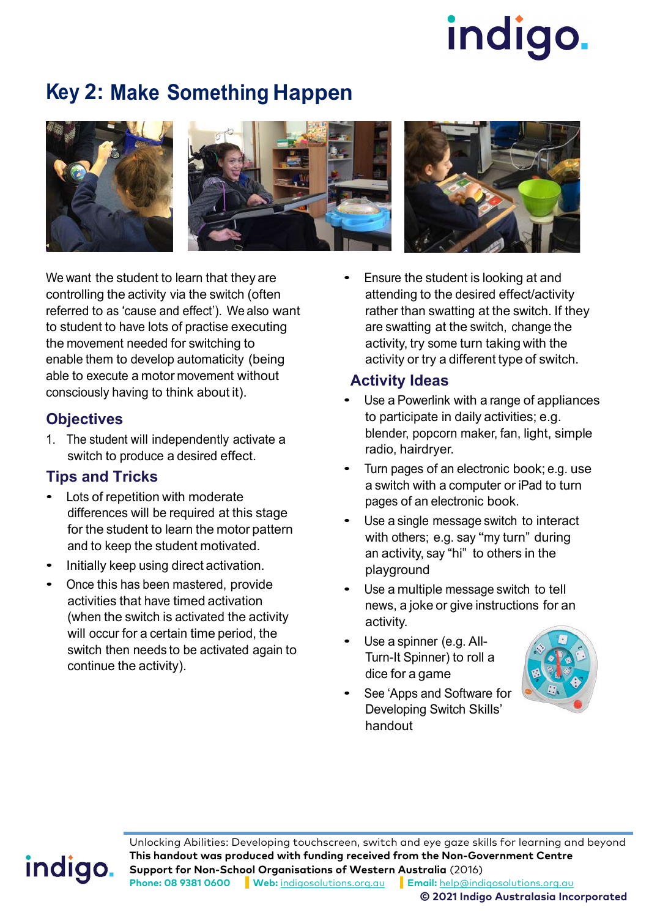# Key 2: Make Something Happen

We want the student to learn that they are controlling the activity via the switch (often referred to as 'cause and effect'). We also want to student to have lots of practise executing the movement needed for switching to enable them to develop automaticity (being able to execute a motor movement without consciously having to think about it).

## Objectives

1. The student will independently activate a switch to produce a desired effect.

## Tips and Tricks

- Lots of repetition with moderate differences will be required at this stage for the student to learn the motor pattern and to keep the student motivated.
- Initially keep using direct activation.
- Once this has been mastered, provide activities that have timed activation (when the switch is activated the activity will occur for a certain time period, the switch then needs to be activated again to continue the activity).
- Ensure the student is looking at and attending to the desired effect/activity rather than swatting at the switch. If they are swatting at the switch, change the activity, try some turn taking with the activity or try a different type of switch.

## Activity Ideas

- Use a Powerlink with a range of appliances to participate in daily activities; e.g. blender, popcorn maker, fan, light, simple radio, hairdryer.
- Turn pages of an electronic book; e.g. use a switch with a computer or iPad to turn pages of an electronic book.
- Use a single message switch to interact with others; e.g. say "my turn" during an activity, say "hi" to others in the playground
- Use a multiple message switch to tell news, a joke or give instructions for an activity.
- Use a spinner (e.g. All-Turn-It Spinner) to roll a dice for a game
- See 'Apps and Software for Developing Switch Skills' handout

Unlocking Abilities: Developing touchscreen, switch and eye gaze skills for learning and beyond
**This handout was produced with funding received from the Non-Government Centre Support for Non-School Organisations of Western Australia** (2016)
**Phone: 08 9381 0600** | **Web:** indigosolutions.org.au | **Email:** help@indigosolutions.org.au
**© 2021 Indigo Australasia Incorporated**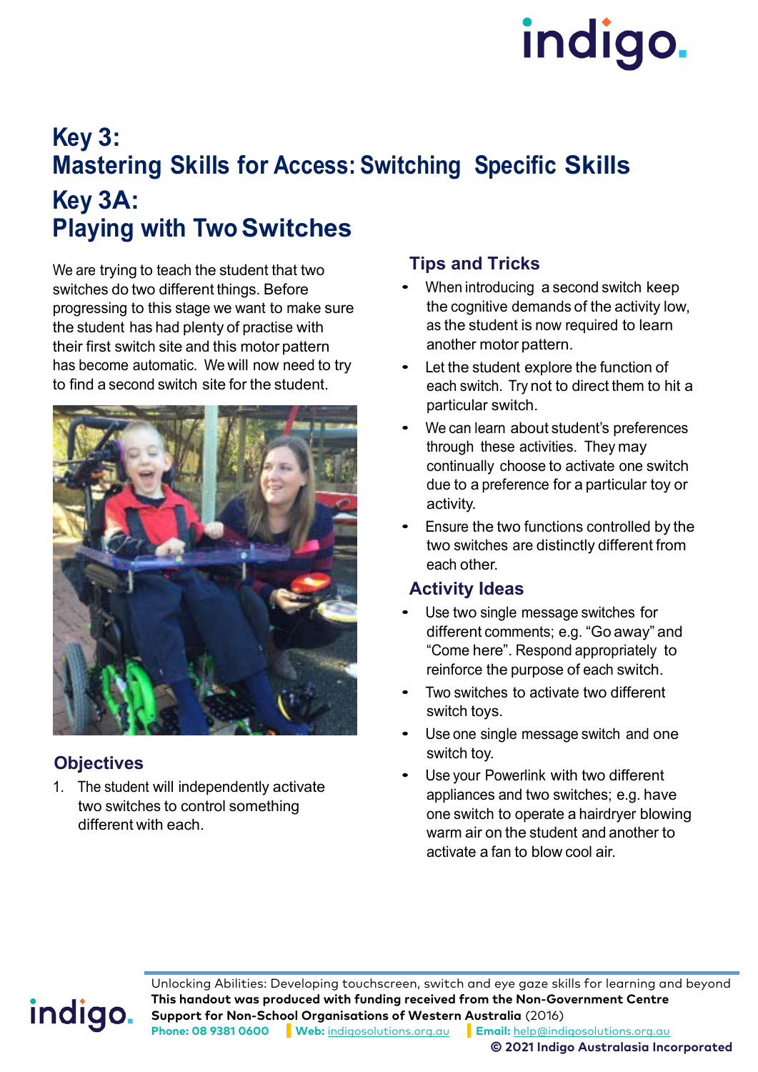# Key 3:
# Mastering Skills for Access: Switching Specific Skills

## Key 3A:
## Playing with Two Switches

We are trying to teach the student that two switches do two different things. Before progressing to this stage we want to make sure the student has had plenty of practise with their first switch site and this motor pattern has become automatic. We will now need to try to find a second switch site for the student.

### Objectives

1. The student will independently activate two switches to control something different with each.

### Tips and Tricks

- When introducing a second switch keep the cognitive demands of the activity low, as the student is now required to learn another motor pattern.
- Let the student explore the function of each switch. Try not to direct them to hit a particular switch.
- We can learn about student's preferences through these activities. They may continually choose to activate one switch due to a preference for a particular toy or activity.
- Ensure the two functions controlled by the two switches are distinctly different from each other.

### Activity Ideas

- Use two single message switches for different comments; e.g. "Go away" and "Come here". Respond appropriately to reinforce the purpose of each switch.
- Two switches to activate two different switch toys.
- Use one single message switch and one switch toy.
- Use your Powerlink with two different appliances and two switches; e.g. have one switch to operate a hairdryer blowing warm air on the student and another to activate a fan to blow cool air.

Unlocking Abilities: Developing touchscreen, switch and eye gaze skills for learning and beyond
**This handout was produced with funding received from the Non-Government Centre Support for Non-School Organisations of Western Australia** (2016)
**Phone:** 08 9381 0600 | **Web:** indigosolutions.org.au | **Email:** help@indigosolutions.org.au
**© 2021 Indigo Australasia Incorporated**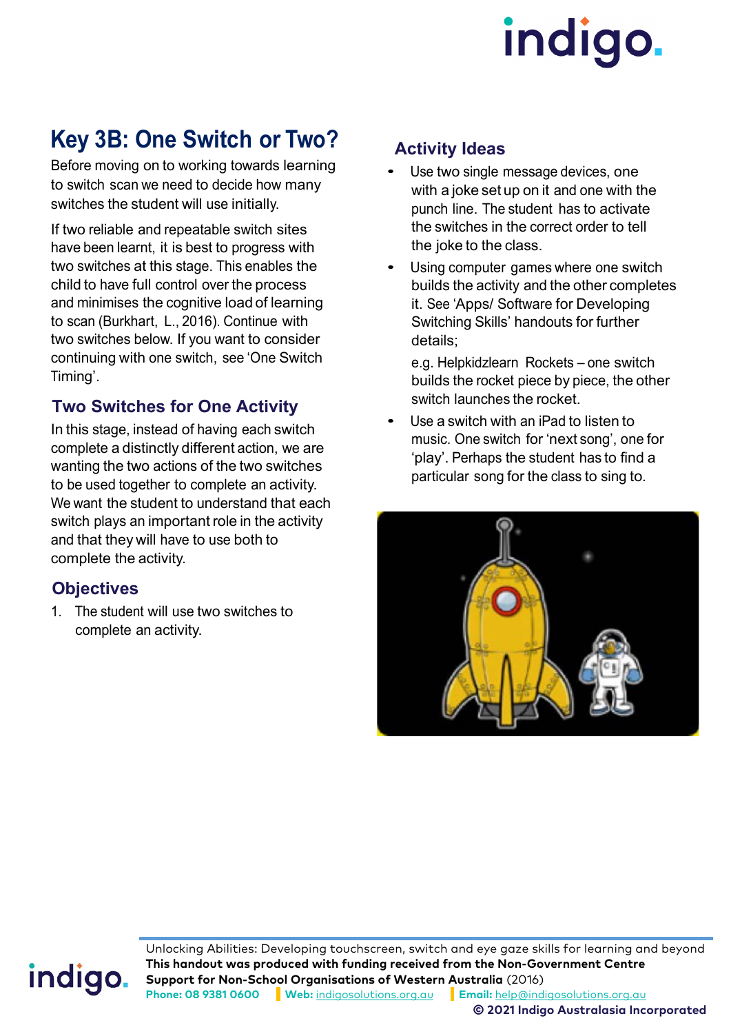# Key 3B: One Switch or Two?

Before moving on to working towards learning to switch scan we need to decide how many switches the student will use initially.

If two reliable and repeatable switch sites have been learnt, it is best to progress with two switches at this stage. This enables the child to have full control over the process and minimises the cognitive load of learning to scan (Burkhart, L., 2016). Continue with two switches below. If you want to consider continuing with one switch, see 'One Switch Timing'.

## Two Switches for One Activity

In this stage, instead of having each switch complete a distinctly different action, we are wanting the two actions of the two switches to be used together to complete an activity. We want the student to understand that each switch plays an important role in the activity and that they will have to use both to complete the activity.

## Objectives

1. The student will use two switches to complete an activity.

## Activity Ideas

- Use two single message devices, one with a joke set up on it and one with the punch line. The student has to activate the switches in the correct order to tell the joke to the class.
- Using computer games where one switch builds the activity and the other completes it. See 'Apps/ Software for Developing Switching Skills' handouts for further details;

  e.g. Helpkidzlearn Rockets – one switch builds the rocket piece by piece, the other switch launches the rocket.
- Use a switch with an iPad to listen to music. One switch for 'next song', one for 'play'. Perhaps the student has to find a particular song for the class to sing to.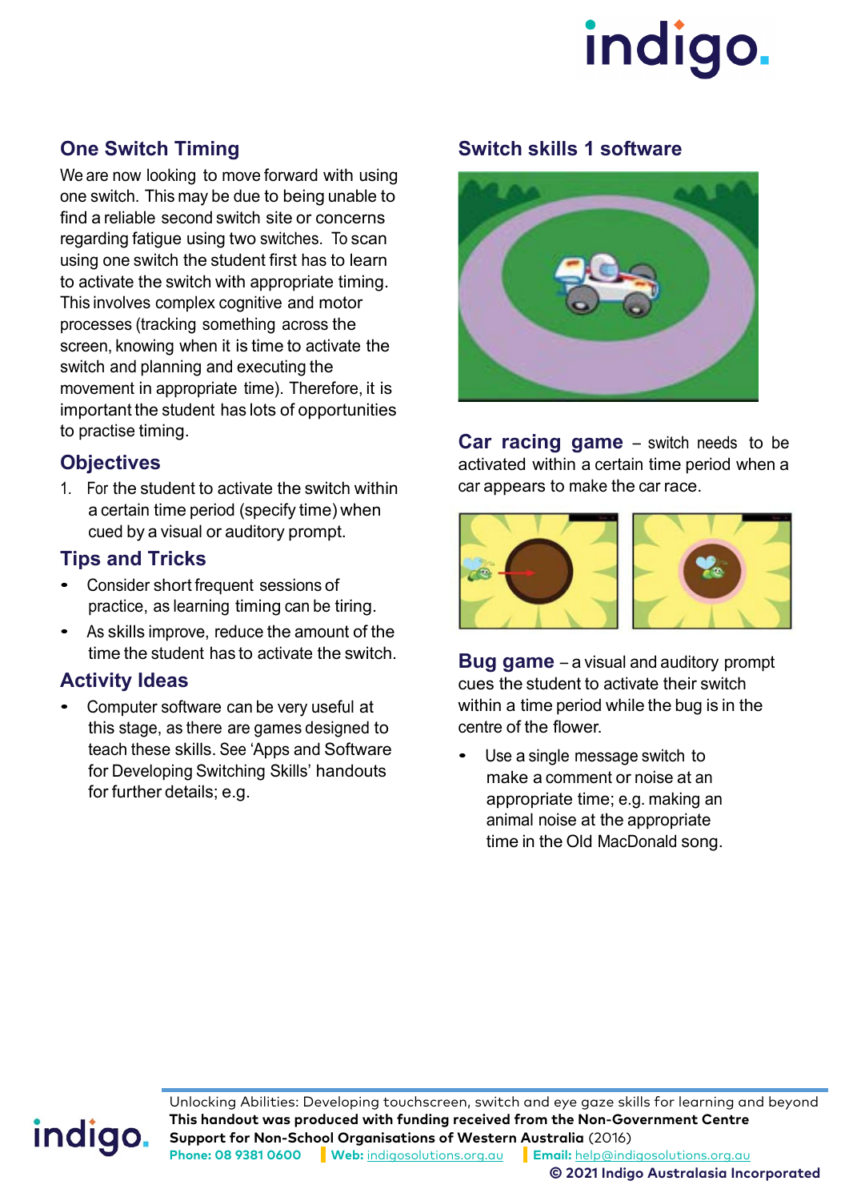## One Switch Timing

We are now looking to move forward with using one switch. This may be due to being unable to find a reliable second switch site or concerns regarding fatigue using two switches. To scan using one switch the student first has to learn to activate the switch with appropriate timing. This involves complex cognitive and motor processes (tracking something across the screen, knowing when it is time to activate the switch and planning and executing the movement in appropriate time). Therefore, it is important the student has lots of opportunities to practise timing.

## Objectives

1. For the student to activate the switch within a certain time period (specify time) when cued by a visual or auditory prompt.

## Tips and Tricks

- Consider short frequent sessions of practice, as learning timing can be tiring.
- As skills improve, reduce the amount of the time the student has to activate the switch.

## Activity Ideas

- Computer software can be very useful at this stage, as there are games designed to teach these skills. See 'Apps and Software for Developing Switching Skills' handouts for further details; e.g.

## Switch skills 1 software

**Car racing game** – switch needs to be activated within a certain time period when a car appears to make the car race.

**Bug game** – a visual and auditory prompt cues the student to activate their switch within a time period while the bug is in the centre of the flower.

- Use a single message switch to make a comment or noise at an appropriate time; e.g. making an animal noise at the appropriate time in the Old MacDonald song.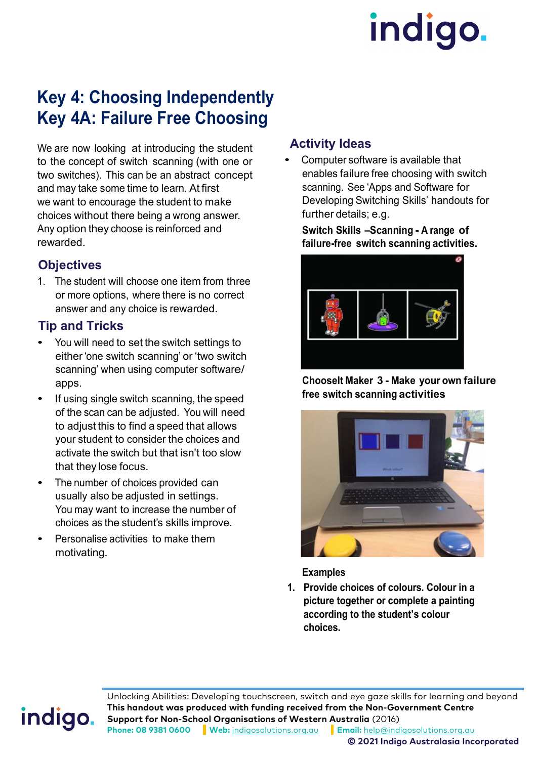# Key 4: Choosing Independently
# Key 4A: Failure Free Choosing

We are now looking at introducing the student to the concept of switch scanning (with one or two switches). This can be an abstract concept and may take some time to learn. At first we want to encourage the student to make choices without there being a wrong answer. Any option they choose is reinforced and rewarded.

## Objectives

1. The student will choose one item from three or more options, where there is no correct answer and any choice is rewarded.

## Tip and Tricks

- You will need to set the switch settings to either 'one switch scanning' or 'two switch scanning' when using computer software/ apps.
- If using single switch scanning, the speed of the scan can be adjusted. You will need to adjust this to find a speed that allows your student to consider the choices and activate the switch but that isn't too slow that they lose focus.
- The number of choices provided can usually also be adjusted in settings. You may want to increase the number of choices as the student's skills improve.
- Personalise activities to make them motivating.

## Activity Ideas

- Computer software is available that enables failure free choosing with switch scanning. See 'Apps and Software for Developing Switching Skills' handouts for further details; e.g.

  **Switch Skills –Scanning - A range of failure-free switch scanning activities.**

  **ChooseIt Maker 3 - Make your own failure free switch scanning activities**

**Examples**

1. **Provide choices of colours. Colour in a picture together or complete a painting according to the student's colour choices.**

Unlocking Abilities: Developing touchscreen, switch and eye gaze skills for learning and beyond
**This handout was produced with funding received from the Non-Government Centre Support for Non-School Organisations of Western Australia** (2016)
**Phone: 08 9381 0600** | **Web:** indigosolutions.org.au | **Email:** help@indigosolutions.org.au
**© 2021 Indigo Australasia Incorporated**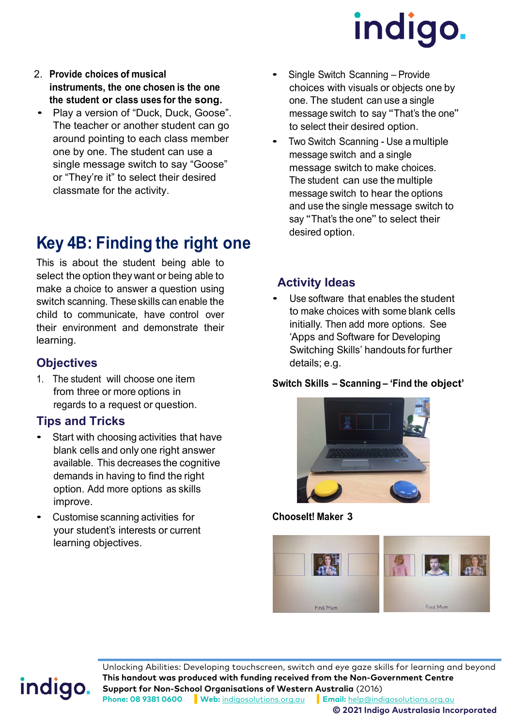2. **Provide choices of musical instruments, the one chosen is the one the student or class uses for the song.**

- Play a version of "Duck, Duck, Goose". The teacher or another student can go around pointing to each class member one by one. The student can use a single message switch to say "Goose" or "They're it" to select their desired classmate for the activity.

## Key 4B: Finding the right one

This is about the student being able to select the option they want or being able to make a choice to answer a question using switch scanning. These skills can enable the child to communicate, have control over their environment and demonstrate their learning.

### Objectives

1. The student will choose one item from three or more options in regards to a request or question.

### Tips and Tricks

- Start with choosing activities that have blank cells and only one right answer available. This decreases the cognitive demands in having to find the right option. Add more options as skills improve.
- Customise scanning activities for your student's interests or current learning objectives.
- Single Switch Scanning – Provide choices with visuals or objects one by one. The student can use a single message switch to say "That's the one" to select their desired option.
- Two Switch Scanning - Use a multiple message switch and a single message switch to make choices. The student can use the multiple message switch to hear the options and use the single message switch to say "That's the one" to select their desired option.

### Activity Ideas

- Use software that enables the student to make choices with some blank cells initially. Then add more options. See 'Apps and Software for Developing Switching Skills' handouts for further details; e.g.

**Switch Skills – Scanning – 'Find the object'**

**ChooseIt! Maker 3**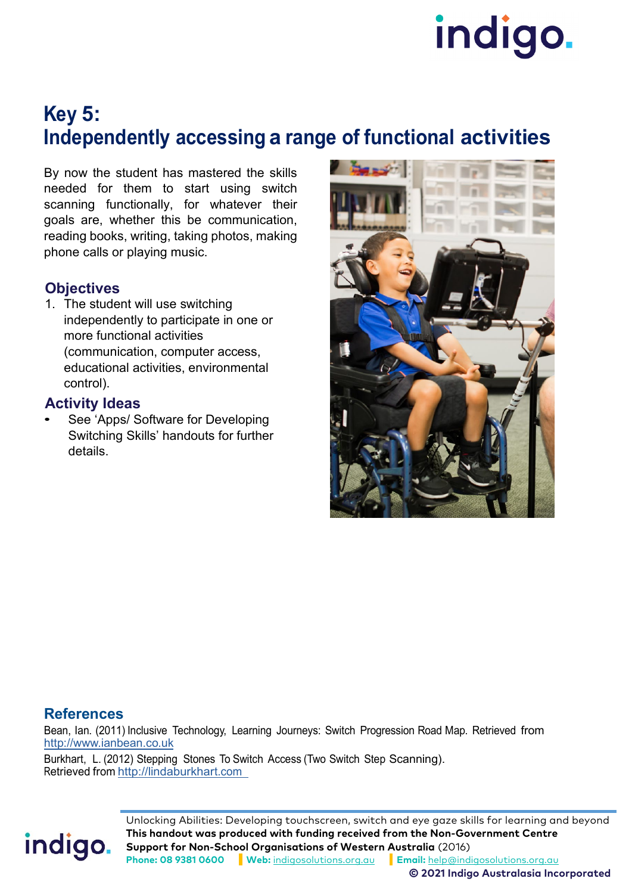# Key 5: Independently accessing a range of functional activities

By now the student has mastered the skills needed for them to start using switch scanning functionally, for whatever their goals are, whether this be communication, reading books, writing, taking photos, making phone calls or playing music.

## Objectives

1. The student will use switching independently to participate in one or more functional activities (communication, computer access, educational activities, environmental control).

## Activity Ideas

- See 'Apps/ Software for Developing Switching Skills' handouts for further details.

## References

Bean, Ian. (2011) Inclusive Technology, Learning Journeys: Switch Progression Road Map. Retrieved from http://www.ianbean.co.uk

Burkhart, L. (2012) Stepping Stones To Switch Access (Two Switch Step Scanning). Retrieved from http://lindaburkhart.com

Unlocking Abilities: Developing touchscreen, switch and eye gaze skills for learning and beyond
**This handout was produced with funding received from the Non-Government Centre Support for Non-School Organisations of Western Australia** (2016)
**Phone:** 08 9381 0600 **Web:** indigosolutions.org.au **Email:** help@indigosolutions.org.au
**© 2021 Indigo Australasia Incorporated**